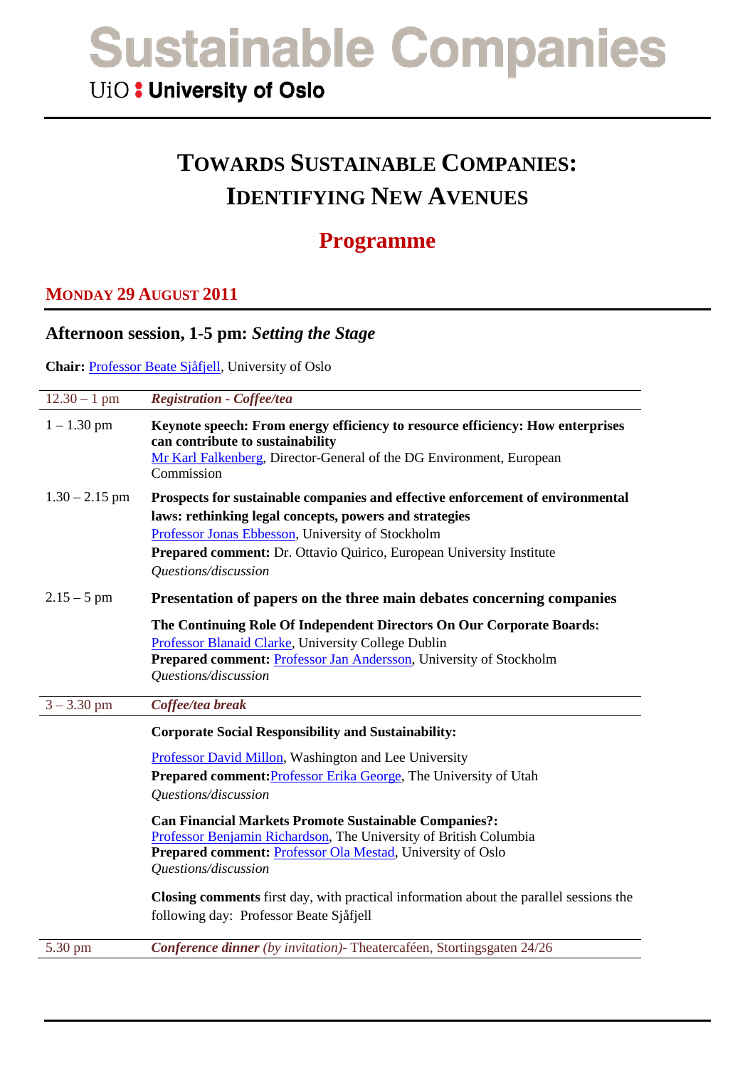# Sustainable Companies

UiO : University of Oslo

# TOWARDS SUSTAINABLE COMPANIES: IDENTIFYING NEW AVENUES

## Programme

### MONDAY 29 AUGUST 2011

### Afternoon session, 1-5 pm: *Setting the Stage*

**Chair:** Professor Beate Sjåfjell, University of Oslo

| | |
|---|---|
| 12.30 – 1 pm | ***Registration - Coffee/tea*** |
| 1 – 1.30 pm | **Keynote speech: From energy efficiency to resource efficiency: How enterprises can contribute to sustainability**<br>Mr Karl Falkenberg, Director-General of the DG Environment, European Commission |
| 1.30 – 2.15 pm | **Prospects for sustainable companies and effective enforcement of environmental laws: rethinking legal concepts, powers and strategies**<br>Professor Jonas Ebbesson, University of Stockholm<br>**Prepared comment:** Dr. Ottavio Quirico, European University Institute<br>*Questions/discussion* |
| 2.15 – 5 pm | **Presentation of papers on the three main debates concerning companies**<br><br>**The Continuing Role Of Independent Directors On Our Corporate Boards:**<br>Professor Blanaid Clarke, University College Dublin<br>**Prepared comment:** Professor Jan Andersson, University of Stockholm<br>*Questions/discussion* |
| 3 – 3.30 pm | ***Coffee/tea break*** |
| | **Corporate Social Responsibility and Sustainability:**<br><br>Professor David Millon, Washington and Lee University<br>**Prepared comment:** Professor Erika George, The University of Utah<br>*Questions/discussion*<br><br>**Can Financial Markets Promote Sustainable Companies?:**<br>Professor Benjamin Richardson, The University of British Columbia<br>**Prepared comment:** Professor Ola Mestad, University of Oslo<br>*Questions/discussion*<br><br>**Closing comments** first day, with practical information about the parallel sessions the following day: Professor Beate Sjåfjell |
| 5.30 pm | ***Conference dinner** (by invitation)*- Theatercaféen, Stortingsgaten 24/26 |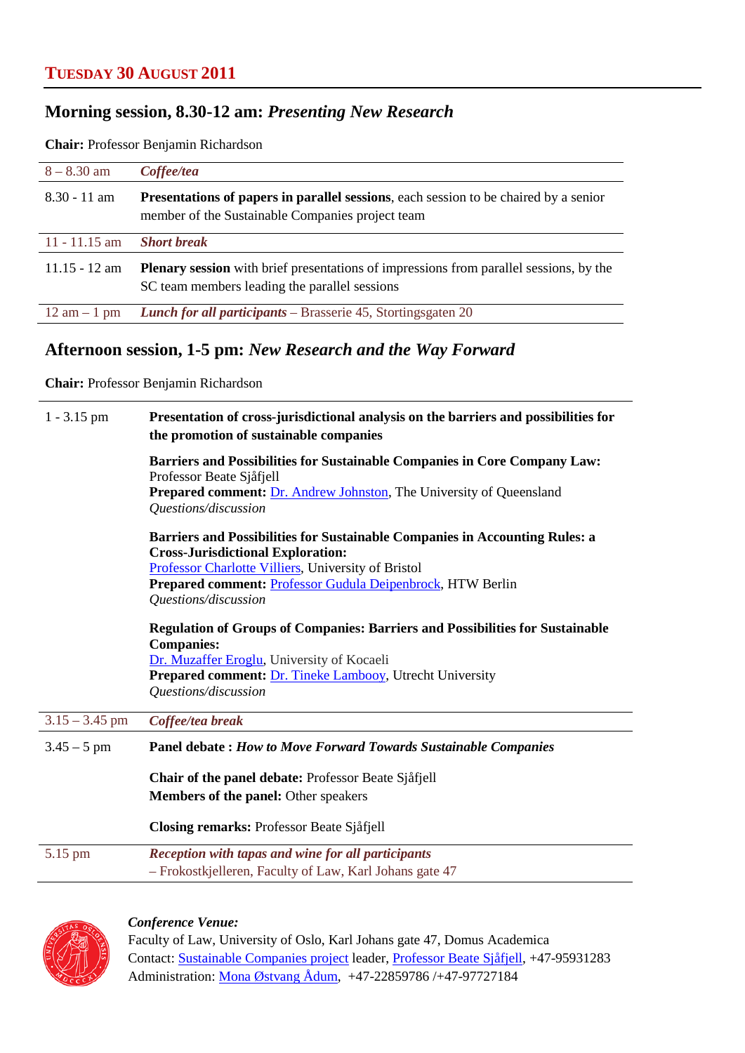## Tuesday 30 August 2011

### Morning session, 8.30-12 am: *Presenting New Research*

**Chair:** Professor Benjamin Richardson

| | |
|---|---|
| 8 – 8.30 am | ***Coffee/tea*** |
| 8.30 - 11 am | **Presentations of papers in parallel sessions**, each session to be chaired by a senior member of the Sustainable Companies project team |
| 11 - 11.15 am | ***Short break*** |
| 11.15 - 12 am | **Plenary session** with brief presentations of impressions from parallel sessions, by the SC team members leading the parallel sessions |
| 12 am – 1 pm | ***Lunch for all participants*** – Brasserie 45, Stortingsgaten 20 |

### Afternoon session, 1-5 pm: *New Research and the Way Forward*

**Chair:** Professor Benjamin Richardson

| | |
|---|---|
| 1 - 3.15 pm | **Presentation of cross-jurisdictional analysis on the barriers and possibilities for the promotion of sustainable companies**<br><br>**Barriers and Possibilities for Sustainable Companies in Core Company Law:** Professor Beate Sjåfjell<br>**Prepared comment:** Dr. Andrew Johnston, The University of Queensland<br>*Questions/discussion*<br><br>**Barriers and Possibilities for Sustainable Companies in Accounting Rules: a Cross-Jurisdictional Exploration:**<br>Professor Charlotte Villiers, University of Bristol<br>**Prepared comment:** Professor Gudula Deipenbrock, HTW Berlin<br>*Questions/discussion*<br><br>**Regulation of Groups of Companies: Barriers and Possibilities for Sustainable Companies:**<br>Dr. Muzaffer Eroglu, University of Kocaeli<br>**Prepared comment:** Dr. Tineke Lambooy, Utrecht University<br>*Questions/discussion* |
| 3.15 – 3.45 pm | ***Coffee/tea break*** |
| 3.45 – 5 pm | **Panel debate : *How to Move Forward Towards Sustainable Companies***<br><br>**Chair of the panel debate:** Professor Beate Sjåfjell<br>**Members of the panel:** Other speakers<br><br>**Closing remarks:** Professor Beate Sjåfjell |
| 5.15 pm | ***Reception with tapas and wine for all participants***<br>– Frokostkjelleren, Faculty of Law, Karl Johans gate 47 |

*Conference Venue:*
Faculty of Law, University of Oslo, Karl Johans gate 47, Domus Academica
Contact: Sustainable Companies project leader, Professor Beate Sjåfjell, +47-95931283
Administration: Mona Østvang Ådum, +47-22859786 /+47-97727184